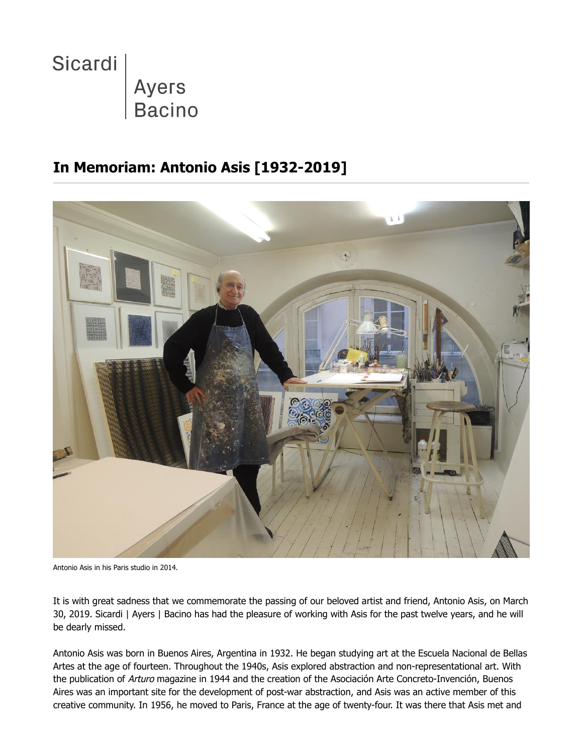Sicardi | Ayers | Bacino

# In Memoriam: Antonio Asis [1932-2019]

Antonio Asis in his Paris studio in 2014.

It is with great sadness that we commemorate the passing of our beloved artist and friend, Antonio Asis, on March 30, 2019. Sicardi | Ayers | Bacino has had the pleasure of working with Asis for the past twelve years, and he will be dearly missed.

Antonio Asis was born in Buenos Aires, Argentina in 1932. He began studying art at the Escuela Nacional de Bellas Artes at the age of fourteen. Throughout the 1940s, Asis explored abstraction and non-representational art. With the publication of *Arturo* magazine in 1944 and the creation of the Asociación Arte Concreto-Invención, Buenos Aires was an important site for the development of post-war abstraction, and Asis was an active member of this creative community. In 1956, he moved to Paris, France at the age of twenty-four. It was there that Asis met and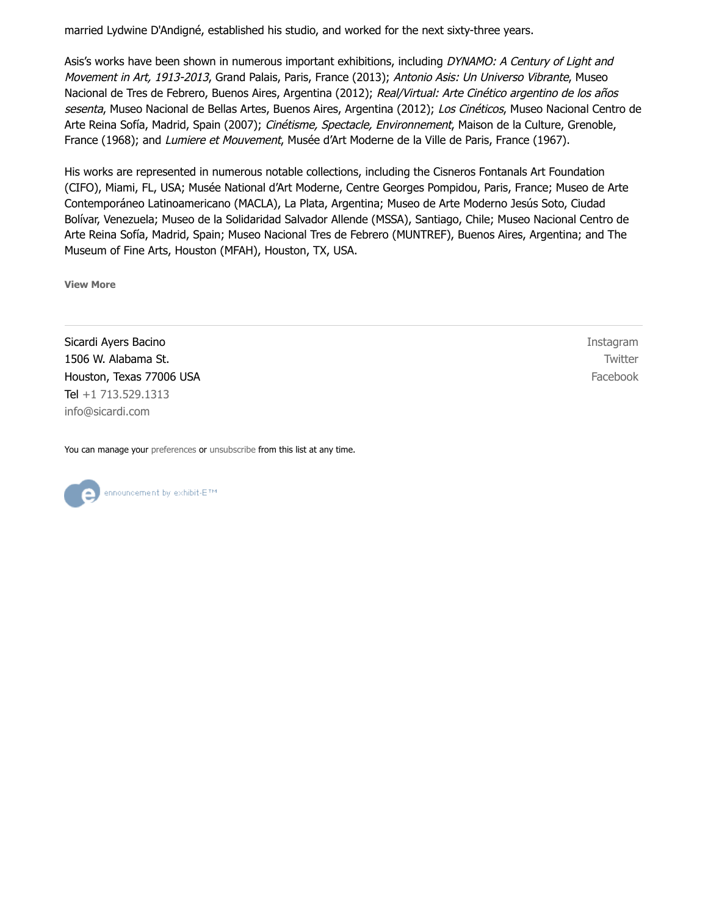married Lydwine D'Andigné, established his studio, and worked for the next sixty-three years.

Asis's works have been shown in numerous important exhibitions, including *DYNAMO: A Century of Light and Movement in Art, 1913-2013*, Grand Palais, Paris, France (2013); *Antonio Asis: Un Universo Vibrante*, Museo Nacional de Tres de Febrero, Buenos Aires, Argentina (2012); *Real/Virtual: Arte Cinético argentino de los años sesenta*, Museo Nacional de Bellas Artes, Buenos Aires, Argentina (2012); *Los Cinéticos*, Museo Nacional Centro de Arte Reina Sofía, Madrid, Spain (2007); *Cinétisme, Spectacle, Environnement*, Maison de la Culture, Grenoble, France (1968); and *Lumiere et Mouvement*, Musée d'Art Moderne de la Ville de Paris, France (1967).

His works are represented in numerous notable collections, including the Cisneros Fontanals Art Foundation (CIFO), Miami, FL, USA; Musée National d'Art Moderne, Centre Georges Pompidou, Paris, France; Museo de Arte Contemporáneo Latinoamericano (MACLA), La Plata, Argentina; Museo de Arte Moderno Jesús Soto, Ciudad Bolívar, Venezuela; Museo de la Solidaridad Salvador Allende (MSSA), Santiago, Chile; Museo Nacional Centro de Arte Reina Sofía, Madrid, Spain; Museo Nacional Tres de Febrero (MUNTREF), Buenos Aires, Argentina; and The Museum of Fine Arts, Houston (MFAH), Houston, TX, USA.

**View More**

---

Sicardi Ayers Bacino
1506 W. Alabama St.
Houston, Texas 77006 USA
Tel +1 713.529.1313
info@sicardi.com

Instagram
Twitter
Facebook

You can manage your preferences or unsubscribe from this list at any time.

ennouncement by exhibit-E™